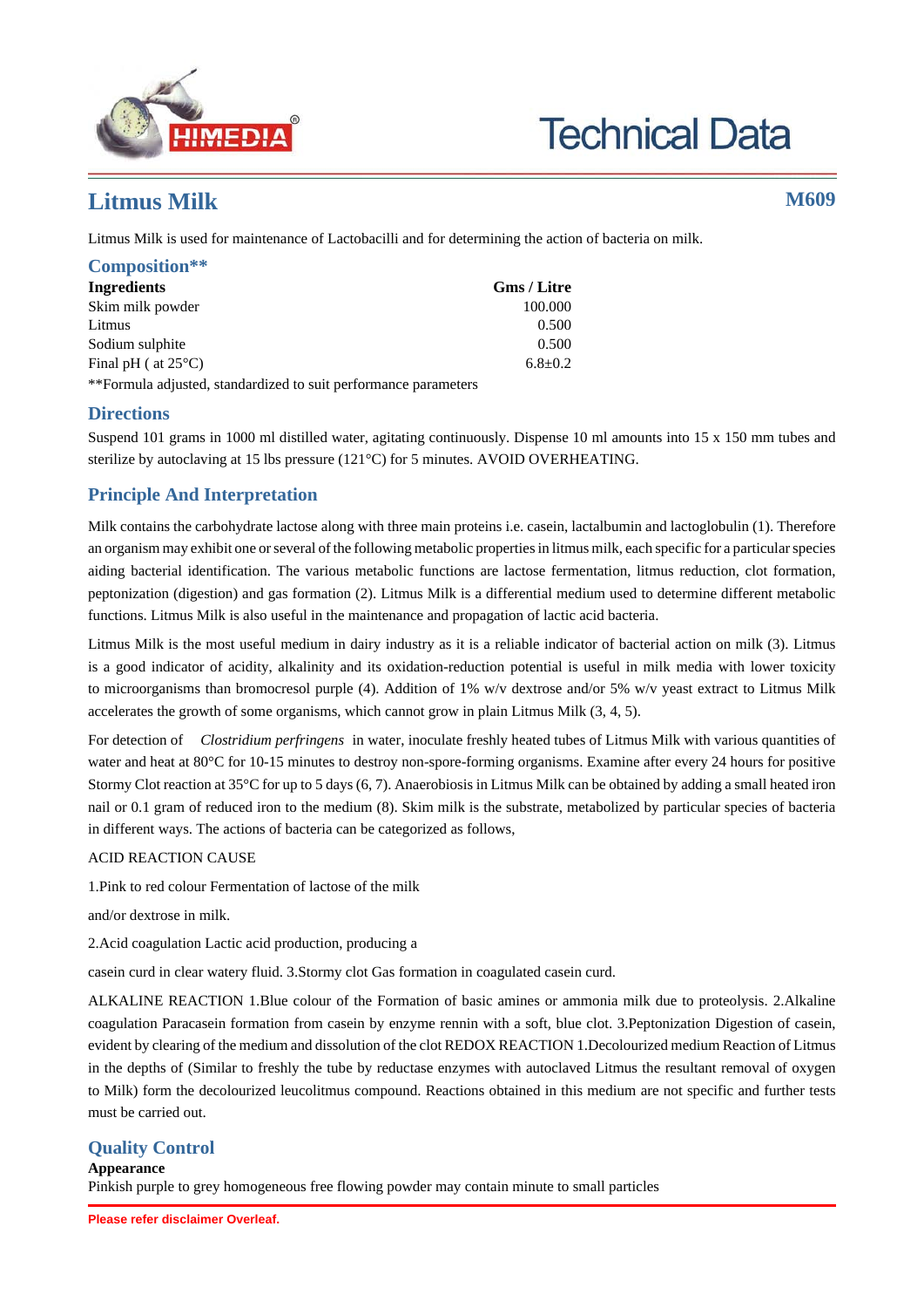# Litmus Milk

**M609**

Litmus Milk is used for maintenance of Lactobacilli and for determining the action of bacteria on milk.

## Composition**

| Ingredients | Gms / Litre |
|---|---|
| Skim milk powder | 100.000 |
| Litmus | 0.500 |
| Sodium sulphite | 0.500 |
| Final pH ( at 25°C) | 6.8±0.2 |

**Formula adjusted, standardized to suit performance parameters

## Directions

Suspend 101 grams in 1000 ml distilled water, agitating continuously. Dispense 10 ml amounts into 15 x 150 mm tubes and sterilize by autoclaving at 15 lbs pressure (121°C) for 5 minutes. AVOID OVERHEATING.

## Principle And Interpretation

Milk contains the carbohydrate lactose along with three main proteins i.e. casein, lactalbumin and lactoglobulin (1). Therefore an organism may exhibit one or several of the following metabolic properties in litmus milk, each specific for a particular species aiding bacterial identification. The various metabolic functions are lactose fermentation, litmus reduction, clot formation, peptonization (digestion) and gas formation (2). Litmus Milk is a differential medium used to determine different metabolic functions. Litmus Milk is also useful in the maintenance and propagation of lactic acid bacteria.

Litmus Milk is the most useful medium in dairy industry as it is a reliable indicator of bacterial action on milk (3). Litmus is a good indicator of acidity, alkalinity and its oxidation-reduction potential is useful in milk media with lower toxicity to microorganisms than bromocresol purple (4). Addition of 1% w/v dextrose and/or 5% w/v yeast extract to Litmus Milk accelerates the growth of some organisms, which cannot grow in plain Litmus Milk (3, 4, 5).

For detection of *Clostridium perfringens* in water, inoculate freshly heated tubes of Litmus Milk with various quantities of water and heat at 80°C for 10-15 minutes to destroy non-spore-forming organisms. Examine after every 24 hours for positive Stormy Clot reaction at 35°C for up to 5 days (6, 7). Anaerobiosis in Litmus Milk can be obtained by adding a small heated iron nail or 0.1 gram of reduced iron to the medium (8). Skim milk is the substrate, metabolized by particular species of bacteria in different ways. The actions of bacteria can be categorized as follows,

ACID REACTION CAUSE

1.Pink to red colour Fermentation of lactose of the milk

and/or dextrose in milk.

2.Acid coagulation Lactic acid production, producing a

casein curd in clear watery fluid. 3.Stormy clot Gas formation in coagulated casein curd.

ALKALINE REACTION 1.Blue colour of the Formation of basic amines or ammonia milk due to proteolysis. 2.Alkaline coagulation Paracasein formation from casein by enzyme rennin with a soft, blue clot. 3.Peptonization Digestion of casein, evident by clearing of the medium and dissolution of the clot REDOX REACTION 1.Decolourized medium Reaction of Litmus in the depths of (Similar to freshly the tube by reductase enzymes with autoclaved Litmus the resultant removal of oxygen to Milk) form the decolourized leucolitmus compound. Reactions obtained in this medium are not specific and further tests must be carried out.

## Quality Control

**Appearance**

Pinkish purple to grey homogeneous free flowing powder may contain minute to small particles

Please refer disclaimer Overleaf.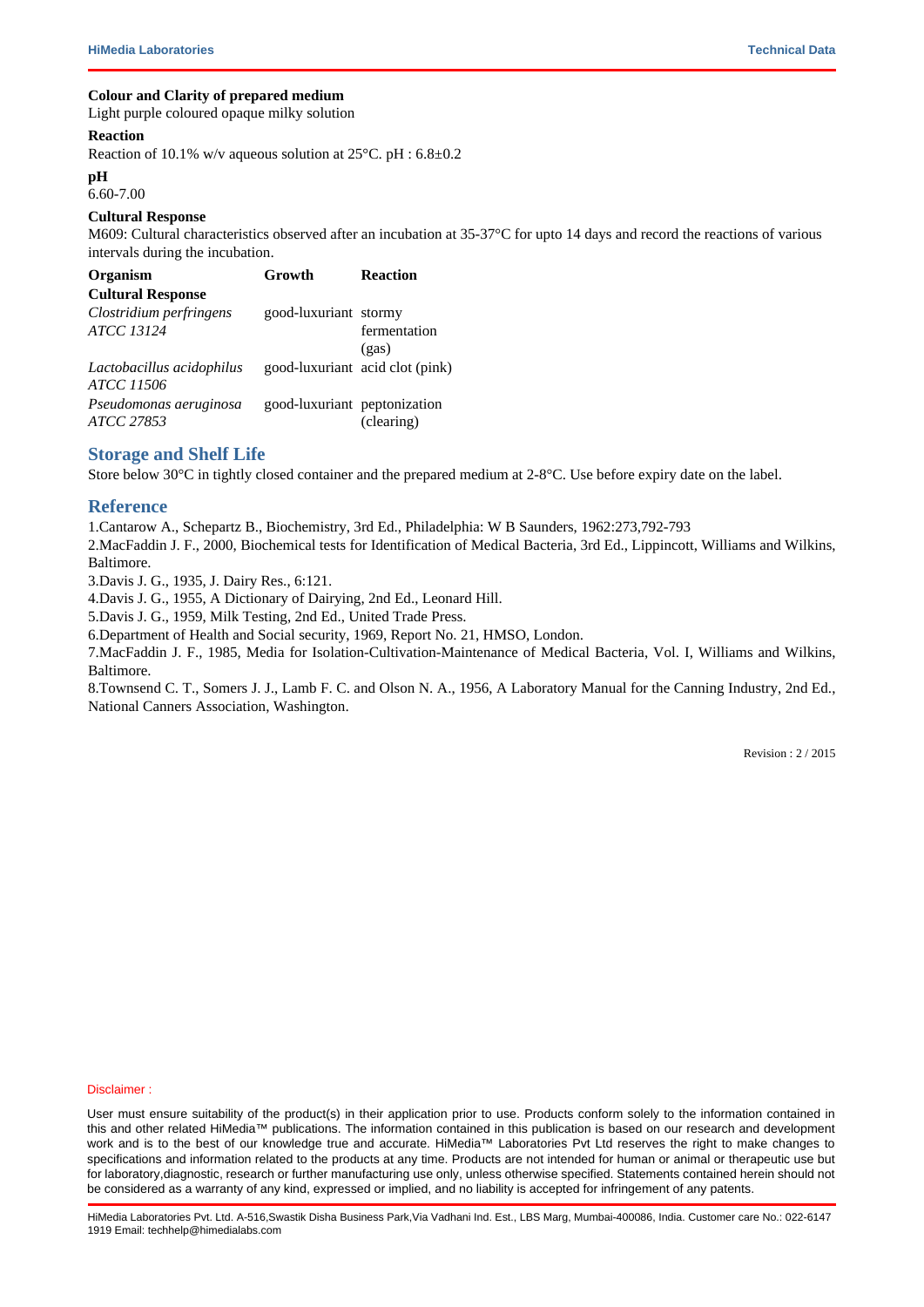**Colour and Clarity of prepared medium**

Light purple coloured opaque milky solution

**Reaction**

Reaction of 10.1% w/v aqueous solution at 25°C. pH : 6.8±0.2

**pH**

6.60-7.00

**Cultural Response**

M609: Cultural characteristics observed after an incubation at 35-37°C for upto 14 days and record the reactions of various intervals during the incubation.

| Organism | Growth | Reaction |
|---|---|---|
| **Cultural Response** | | |
| *Clostridium perfringens ATCC 13124* | good-luxuriant | stormy fermentation (gas) |
| *Lactobacillus acidophilus ATCC 11506* | good-luxuriant | acid clot (pink) |
| *Pseudomonas aeruginosa ATCC 27853* | good-luxuriant | peptonization (clearing) |

## Storage and Shelf Life

Store below 30°C in tightly closed container and the prepared medium at 2-8°C. Use before expiry date on the label.

## Reference

1.Cantarow A., Schepartz B., Biochemistry, 3rd Ed., Philadelphia: W B Saunders, 1962:273,792-793

2.MacFaddin J. F., 2000, Biochemical tests for Identification of Medical Bacteria, 3rd Ed., Lippincott, Williams and Wilkins, Baltimore.

3.Davis J. G., 1935, J. Dairy Res., 6:121.

4.Davis J. G., 1955, A Dictionary of Dairying, 2nd Ed., Leonard Hill.

5.Davis J. G., 1959, Milk Testing, 2nd Ed., United Trade Press.

6.Department of Health and Social security, 1969, Report No. 21, HMSO, London.

7.MacFaddin J. F., 1985, Media for Isolation-Cultivation-Maintenance of Medical Bacteria, Vol. I, Williams and Wilkins, Baltimore.

8.Townsend C. T., Somers J. J., Lamb F. C. and Olson N. A., 1956, A Laboratory Manual for the Canning Industry, 2nd Ed., National Canners Association, Washington.

Revision : 2 / 2015

Disclaimer :

User must ensure suitability of the product(s) in their application prior to use. Products conform solely to the information contained in this and other related HiMedia™ publications. The information contained in this publication is based on our research and development work and is to the best of our knowledge true and accurate. HiMedia™ Laboratories Pvt Ltd reserves the right to make changes to specifications and information related to the products at any time. Products are not intended for human or animal or therapeutic use but for laboratory,diagnostic, research or further manufacturing use only, unless otherwise specified. Statements contained herein should not be considered as a warranty of any kind, expressed or implied, and no liability is accepted for infringement of any patents.

HiMedia Laboratories Pvt. Ltd. A-516,Swastik Disha Business Park,Via Vadhani Ind. Est., LBS Marg, Mumbai-400086, India. Customer care No.: 022-6147 1919 Email: techhelp@himedialabs.com